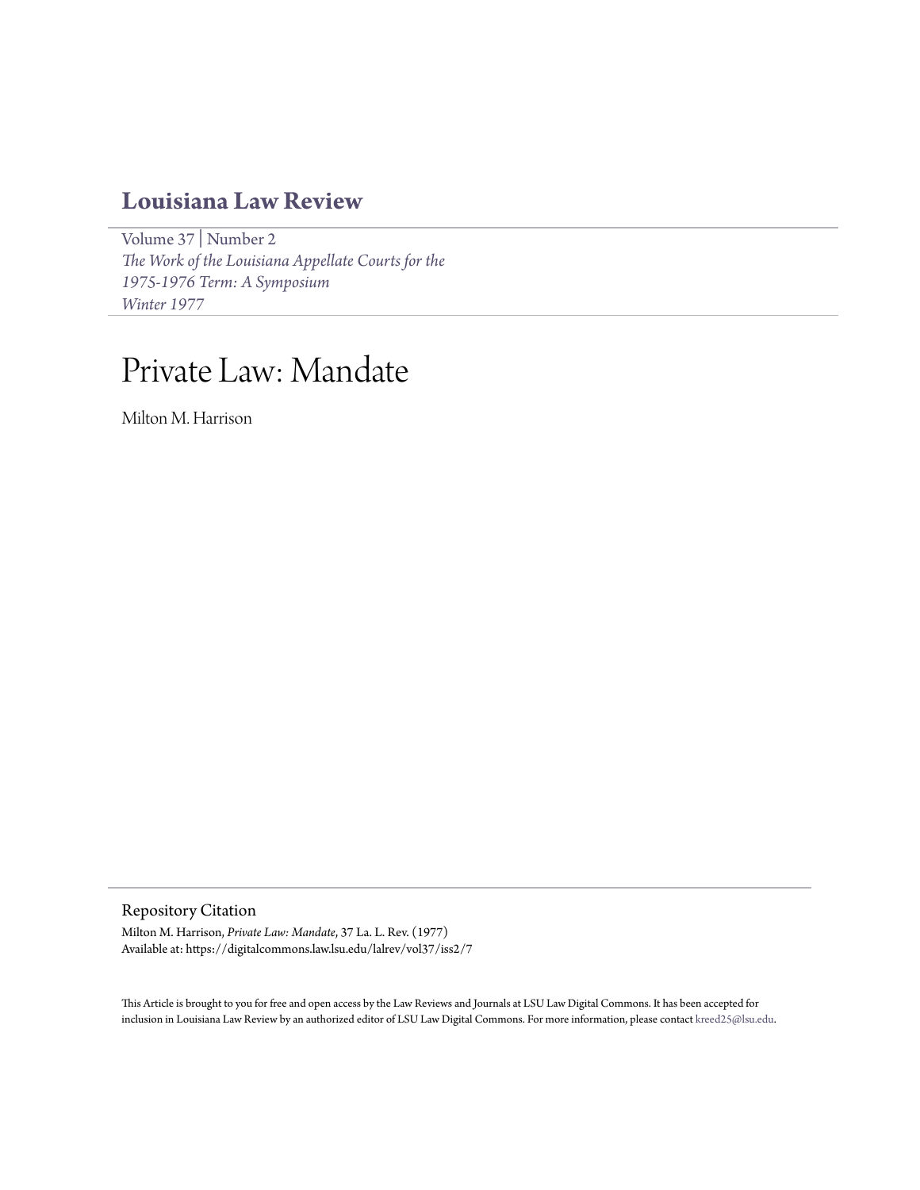# Louisiana Law Review

Volume 37 | Number 2
*The Work of the Louisiana Appellate Courts for the 1975-1976 Term: A Symposium*
*Winter 1977*

# Private Law: Mandate

Milton M. Harrison

## Repository Citation

Milton M. Harrison, *Private Law: Mandate*, 37 La. L. Rev. (1977)
Available at: https://digitalcommons.law.lsu.edu/lalrev/vol37/iss2/7

This Article is brought to you for free and open access by the Law Reviews and Journals at LSU Law Digital Commons. It has been accepted for inclusion in Louisiana Law Review by an authorized editor of LSU Law Digital Commons. For more information, please contact kreed25@lsu.edu.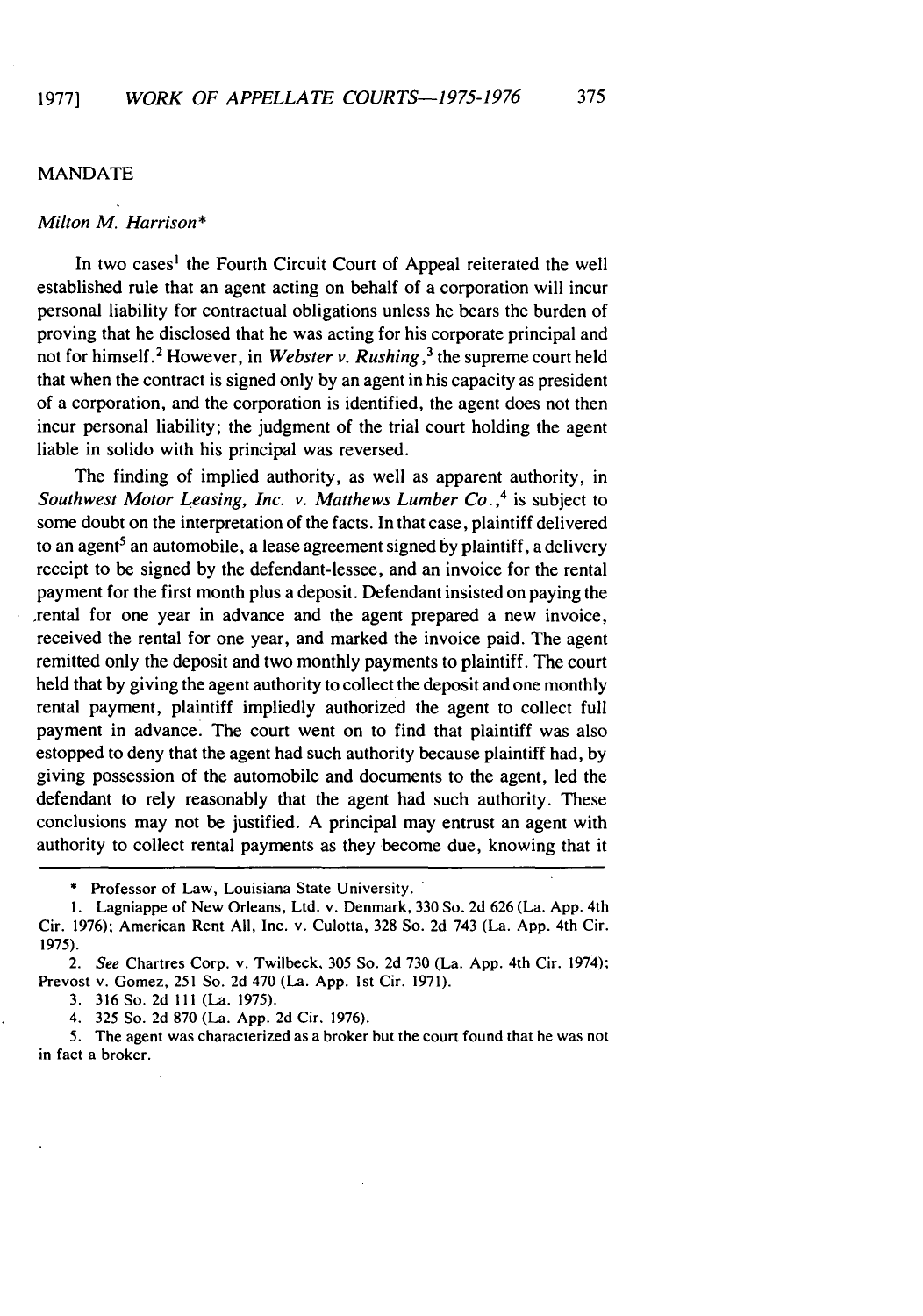## MANDATE

*Milton M. Harrison**

In two cases[1] the Fourth Circuit Court of Appeal reiterated the well established rule that an agent acting on behalf of a corporation will incur personal liability for contractual obligations unless he bears the burden of proving that he disclosed that he was acting for his corporate principal and not for himself.[2] However, in *Webster v. Rushing*,[3] the supreme court held that when the contract is signed only by an agent in his capacity as president of a corporation, and the corporation is identified, the agent does not then incur personal liability; the judgment of the trial court holding the agent liable in solido with his principal was reversed.

The finding of implied authority, as well as apparent authority, in *Southwest Motor Leasing, Inc. v. Matthews Lumber Co.*,[4] is subject to some doubt on the interpretation of the facts. In that case, plaintiff delivered to an agent[5] an automobile, a lease agreement signed by plaintiff, a delivery receipt to be signed by the defendant-lessee, and an invoice for the rental payment for the first month plus a deposit. Defendant insisted on paying the rental for one year in advance and the agent prepared a new invoice, received the rental for one year, and marked the invoice paid. The agent remitted only the deposit and two monthly payments to plaintiff. The court held that by giving the agent authority to collect the deposit and one monthly rental payment, plaintiff impliedly authorized the agent to collect full payment in advance. The court went on to find that plaintiff was also estopped to deny that the agent had such authority because plaintiff had, by giving possession of the automobile and documents to the agent, led the defendant to rely reasonably that the agent had such authority. These conclusions may not be justified. A principal may entrust an agent with authority to collect rental payments as they become due, knowing that it

---

\* Professor of Law, Louisiana State University.

1. Lagniappe of New Orleans, Ltd. v. Denmark, 330 So. 2d 626 (La. App. 4th Cir. 1976); American Rent All, Inc. v. Culotta, 328 So. 2d 743 (La. App. 4th Cir. 1975).

2. *See* Chartres Corp. v. Twilbeck, 305 So. 2d 730 (La. App. 4th Cir. 1974); Prevost v. Gomez, 251 So. 2d 470 (La. App. 1st Cir. 1971).

3. 316 So. 2d 111 (La. 1975).

4. 325 So. 2d 870 (La. App. 2d Cir. 1976).

5. The agent was characterized as a broker but the court found that he was not in fact a broker.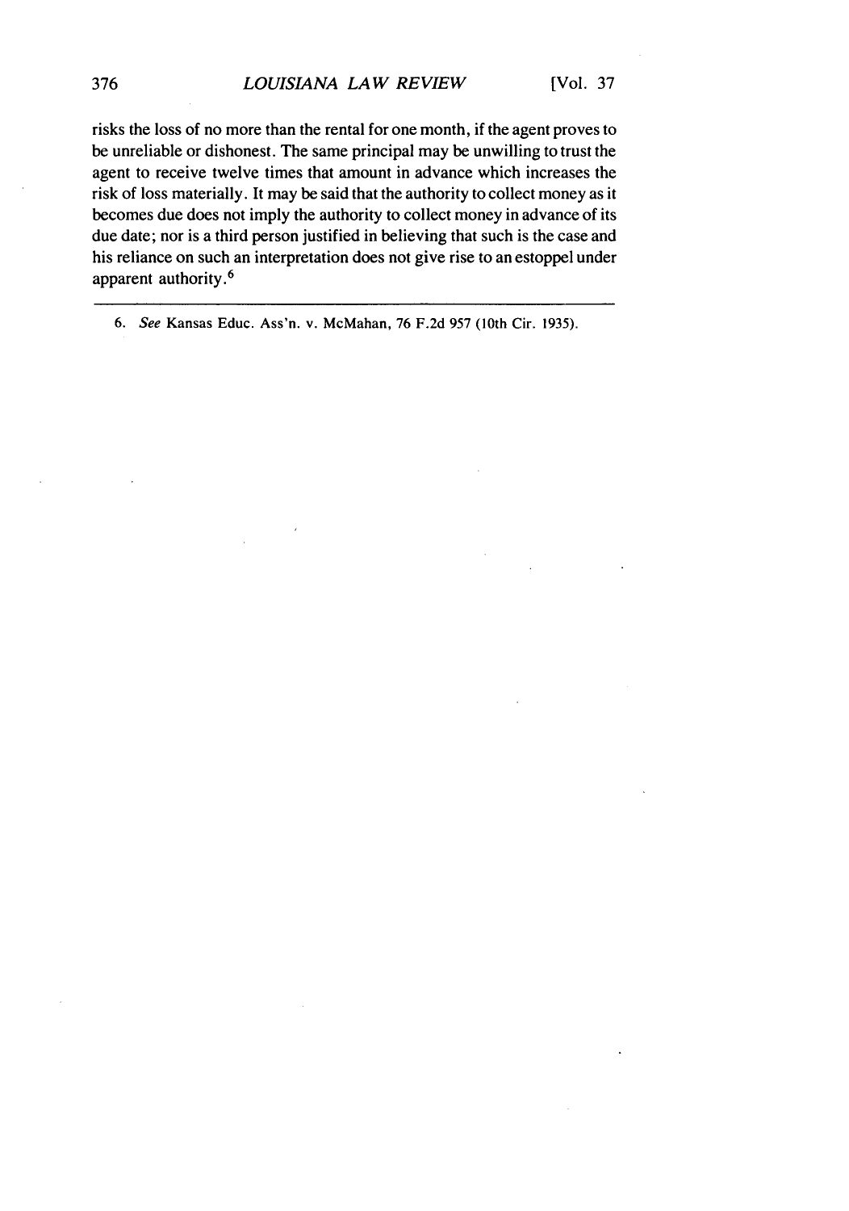risks the loss of no more than the rental for one month, if the agent proves to be unreliable or dishonest. The same principal may be unwilling to trust the agent to receive twelve times that amount in advance which increases the risk of loss materially. It may be said that the authority to collect money as it becomes due does not imply the authority to collect money in advance of its due date; nor is a third person justified in believing that such is the case and his reliance on such an interpretation does not give rise to an estoppel under apparent authority.[6]

---

6. *See* Kansas Educ. Ass'n. v. McMahan, 76 F.2d 957 (10th Cir. 1935).